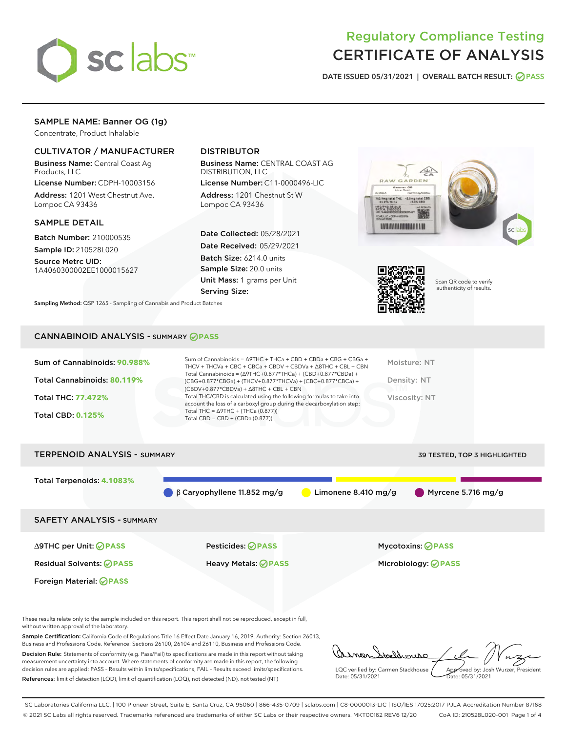# Regulatory Compliance Testing
# CERTIFICATE OF ANALYSIS

DATE ISSUED 05/31/2021 | OVERALL BATCH RESULT: PASS

## SAMPLE NAME: Banner OG (1g)

Concentrate, Product Inhalable

### CULTIVATOR / MANUFACTURER

**Business Name:** Central Coast Ag Products, LLC

**License Number:** CDPH-10003156

**Address:** 1201 West Chestnut Ave. Lompoc CA 93436

### DISTRIBUTOR

**Business Name:** CENTRAL COAST AG DISTRIBUTION, LLC

**License Number:** C11-0000496-LIC

**Address:** 1201 Chestnut St W Lompoc CA 93436

### SAMPLE DETAIL

**Batch Number:** 210000535

**Sample ID:** 210528L020

**Source Metrc UID:** 1A4060300002EE1000015627

**Date Collected:** 05/28/2021

**Date Received:** 05/29/2021

**Batch Size:** 6214.0 units

**Sample Size:** 20.0 units

**Unit Mass:** 1 grams per Unit

**Serving Size:**

**Sampling Method:** QSP 1265 - Sampling of Cannabis and Product Batches

Scan QR code to verify authenticity of results.

## CANNABINOID ANALYSIS - SUMMARY PASS

**Sum of Cannabinoids:** 90.988%

**Total Cannabinoids:** 80.119%

**Total THC:** 77.472%

**Total CBD:** 0.125%

Sum of Cannabinoids = Δ9THC + THCa + CBD + CBDa + CBG + CBGa + THCV + THCVa + CBC + CBCa + CBDV + CBDVa + Δ8THC + CBL + CBN

Total Cannabinoids = (Δ9THC+0.877*THCa) + (CBD+0.877*CBDa) + (CBG+0.877*CBGa) + (THCV+0.877*THCVa) + (CBC+0.877*CBCa) + (CBDV+0.877*CBDVa) + Δ8THC + CBL + CBN

Total THC/CBD is calculated using the following formulas to take into account the loss of a carboxyl group during the decarboxylation step:

Total THC = Δ9THC + (THCa (0.877))

Total CBD = CBD + (CBDa (0.877))

Moisture: NT

Density: NT

Viscosity: NT

## TERPENOID ANALYSIS - SUMMARY

39 TESTED, TOP 3 HIGHLIGHTED

**Total Terpenoids:** 4.1083%

β Caryophyllene 11.852 mg/g

Limonene 8.410 mg/g

Myrcene 5.716 mg/g

## SAFETY ANALYSIS - SUMMARY

Δ9THC per Unit: PASS

Pesticides: PASS

Mycotoxins: PASS

Residual Solvents: PASS

Heavy Metals: PASS

Microbiology: PASS

Foreign Material: PASS

These results relate only to the sample included on this report. This report shall not be reproduced, except in full, without written approval of the laboratory.

**Sample Certification:** California Code of Regulations Title 16 Effect Date January 16, 2019. Authority: Section 26013, Business and Professions Code. Reference: Sections 26100, 26104 and 26110, Business and Professions Code.

**Decision Rule:** Statements of conformity (e.g. Pass/Fail) to specifications are made in this report without taking measurement uncertainty into account. Where statements of conformity are made in this report, the following decision rules are applied: PASS – Results within limits/specifications, FAIL – Results exceed limits/specifications.

**References:** limit of detection (LOD), limit of quantification (LOQ), not detected (ND), not tested (NT)

LQC verified by: Carmen Stackhouse
Date: 05/31/2021

Approved by: Josh Wurzer, President
Date: 05/31/2021

SC Laboratories California LLC. | 100 Pioneer Street, Suite E, Santa Cruz, CA 95060 | 866-435-0709 | sclabs.com | C8-0000013-LIC | ISO/IES 17025:2017 PJLA Accreditation Number 87168
© 2021 SC Labs all rights reserved. Trademarks referenced are trademarks of either SC Labs or their respective owners. MKT00162 REV6 12/20 CoA ID: 210528L020-001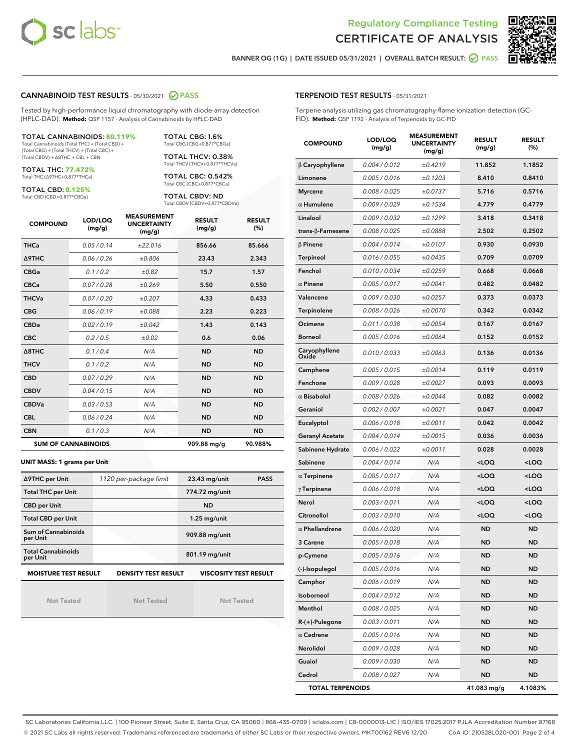Regulatory Compliance Testing
# CERTIFICATE OF ANALYSIS

BANNER OG (1G) | DATE ISSUED 05/31/2021 | OVERALL BATCH RESULT: PASS

## CANNABINOID TEST RESULTS - 05/30/2021 PASS

Tested by high-performance liquid chromatography with diode-array detection (HPLC-DAD). **Method:** QSP 1157 - Analysis of Cannabinoids by HPLC-DAD

**TOTAL CANNABINOIDS: 80.119%**
Total Cannabinoids (Total THC) + (Total CBD) + (Total CBG) + (Total THCV) + (Total CBC) + (Total CBDV) + Δ8THC + CBL + CBN

**TOTAL THC: 77.472%**
Total THC (Δ9THC+0.877*THCa)

**TOTAL CBD: 0.125%**
Total CBD (CBD+0.877*CBDa)

**TOTAL CBG: 1.6%**
Total CBG (CBG+0.877*CBGa)

**TOTAL THCV: 0.38%**
Total THCV (THCV+0.877*THCVa)

**TOTAL CBC: 0.542%**
Total CBC (CBC+0.877*CBCa)

**TOTAL CBDV: ND**
Total CBDV (CBDV+0.877*CBDVa)

| COMPOUND | LOD/LOQ (mg/g) | MEASUREMENT UNCERTAINTY (mg/g) | RESULT (mg/g) | RESULT (%) |
|---|---|---|---|---|
| THCa | 0.05 / 0.14 | ±22.016 | 856.66 | 85.666 |
| Δ9THC | 0.06 / 0.26 | ±0.806 | 23.43 | 2.343 |
| CBGa | 0.1 / 0.2 | ±0.82 | 15.7 | 1.57 |
| CBCa | 0.07 / 0.28 | ±0.269 | 5.50 | 0.550 |
| THCVa | 0.07 / 0.20 | ±0.207 | 4.33 | 0.433 |
| CBG | 0.06 / 0.19 | ±0.088 | 2.23 | 0.223 |
| CBDa | 0.02 / 0.19 | ±0.042 | 1.43 | 0.143 |
| CBC | 0.2 / 0.5 | ±0.02 | 0.6 | 0.06 |
| Δ8THC | 0.1 / 0.4 | N/A | ND | ND |
| THCV | 0.1 / 0.2 | N/A | ND | ND |
| CBD | 0.07 / 0.29 | N/A | ND | ND |
| CBDV | 0.04 / 0.15 | N/A | ND | ND |
| CBDVa | 0.03 / 0.53 | N/A | ND | ND |
| CBL | 0.06 / 0.24 | N/A | ND | ND |
| CBN | 0.1 / 0.3 | N/A | ND | ND |
| **SUM OF CANNABINOIDS** | | | **909.88 mg/g** | **90.988%** |

**UNIT MASS: 1 grams per Unit**

| | | | |
|---|---|---|---|
| Δ9THC per Unit | 1120 per-package limit | 23.43 mg/unit | PASS |
| Total THC per Unit | | 774.72 mg/unit | |
| CBD per Unit | | ND | |
| Total CBD per Unit | | 1.25 mg/unit | |
| Sum of Cannabinoids per Unit | | 909.88 mg/unit | |
| Total Cannabinoids per Unit | | 801.19 mg/unit | |

| MOISTURE TEST RESULT | DENSITY TEST RESULT | VISCOSITY TEST RESULT |
|---|---|---|
| Not Tested | Not Tested | Not Tested |

## TERPENOID TEST RESULTS - 05/31/2021

Terpene analysis utilizing gas chromatography-flame ionization detection (GC-FID). **Method:** QSP 1192 - Analysis of Terpenoids by GC-FID

| COMPOUND | LOD/LOQ (mg/g) | MEASUREMENT UNCERTAINTY (mg/g) | RESULT (mg/g) | RESULT (%) |
|---|---|---|---|---|
| β Caryophyllene | 0.004 / 0.012 | ±0.4219 | 11.852 | 1.1852 |
| Limonene | 0.005 / 0.016 | ±0.1203 | 8.410 | 0.8410 |
| Myrcene | 0.008 / 0.025 | ±0.0737 | 5.716 | 0.5716 |
| α Humulene | 0.009 / 0.029 | ±0.1534 | 4.779 | 0.4779 |
| Linalool | 0.009 / 0.032 | ±0.1299 | 3.418 | 0.3418 |
| trans-β-Farnesene | 0.008 / 0.025 | ±0.0888 | 2.502 | 0.2502 |
| β Pinene | 0.004 / 0.014 | ±0.0107 | 0.930 | 0.0930 |
| Terpineol | 0.016 / 0.055 | ±0.0435 | 0.709 | 0.0709 |
| Fenchol | 0.010 / 0.034 | ±0.0259 | 0.668 | 0.0668 |
| α Pinene | 0.005 / 0.017 | ±0.0041 | 0.482 | 0.0482 |
| Valencene | 0.009 / 0.030 | ±0.0257 | 0.373 | 0.0373 |
| Terpinolene | 0.008 / 0.026 | ±0.0070 | 0.342 | 0.0342 |
| Ocimene | 0.011 / 0.038 | ±0.0054 | 0.167 | 0.0167 |
| Borneol | 0.005 / 0.016 | ±0.0064 | 0.152 | 0.0152 |
| Caryophyllene Oxide | 0.010 / 0.033 | ±0.0063 | 0.136 | 0.0136 |
| Camphene | 0.005 / 0.015 | ±0.0014 | 0.119 | 0.0119 |
| Fenchone | 0.009 / 0.028 | ±0.0027 | 0.093 | 0.0093 |
| α Bisabolol | 0.008 / 0.026 | ±0.0044 | 0.082 | 0.0082 |
| Geraniol | 0.002 / 0.007 | ±0.0021 | 0.047 | 0.0047 |
| Eucalyptol | 0.006 / 0.018 | ±0.0011 | 0.042 | 0.0042 |
| Geranyl Acetate | 0.004 / 0.014 | ±0.0015 | 0.036 | 0.0036 |
| Sabinene Hydrate | 0.006 / 0.022 | ±0.0011 | 0.028 | 0.0028 |
| Sabinene | 0.004 / 0.014 | N/A | <LOQ | <LOQ |
| α Terpinene | 0.005 / 0.017 | N/A | <LOQ | <LOQ |
| γ Terpinene | 0.006 / 0.018 | N/A | <LOQ | <LOQ |
| Nerol | 0.003 / 0.011 | N/A | <LOQ | <LOQ |
| Citronellol | 0.003 / 0.010 | N/A | <LOQ | <LOQ |
| α Phellandrene | 0.006 / 0.020 | N/A | ND | ND |
| 3 Carene | 0.005 / 0.018 | N/A | ND | ND |
| p-Cymene | 0.005 / 0.016 | N/A | ND | ND |
| (-)-Isopulegol | 0.005 / 0.016 | N/A | ND | ND |
| Camphor | 0.006 / 0.019 | N/A | ND | ND |
| Isoborneol | 0.004 / 0.012 | N/A | ND | ND |
| Menthol | 0.008 / 0.025 | N/A | ND | ND |
| R-(+)-Pulegone | 0.003 / 0.011 | N/A | ND | ND |
| α Cedrene | 0.005 / 0.016 | N/A | ND | ND |
| Nerolidol | 0.009 / 0.028 | N/A | ND | ND |
| Guaiol | 0.009 / 0.030 | N/A | ND | ND |
| Cedrol | 0.008 / 0.027 | N/A | ND | ND |
| **TOTAL TERPENOIDS** | | | **41.083 mg/g** | **4.1083%** |

SC Laboratories California LLC. | 100 Pioneer Street, Suite E, Santa Cruz, CA 95060 | 866-435-0709 | sclabs.com | C8-0000013-LIC | ISO/IES 17025:2017 PJLA Accreditation Number 87168
© 2021 SC Labs all rights reserved. Trademarks referenced are trademarks of either SC Labs or their respective owners. MKT00162 REV6 12/20 CoA ID: 210528L020-001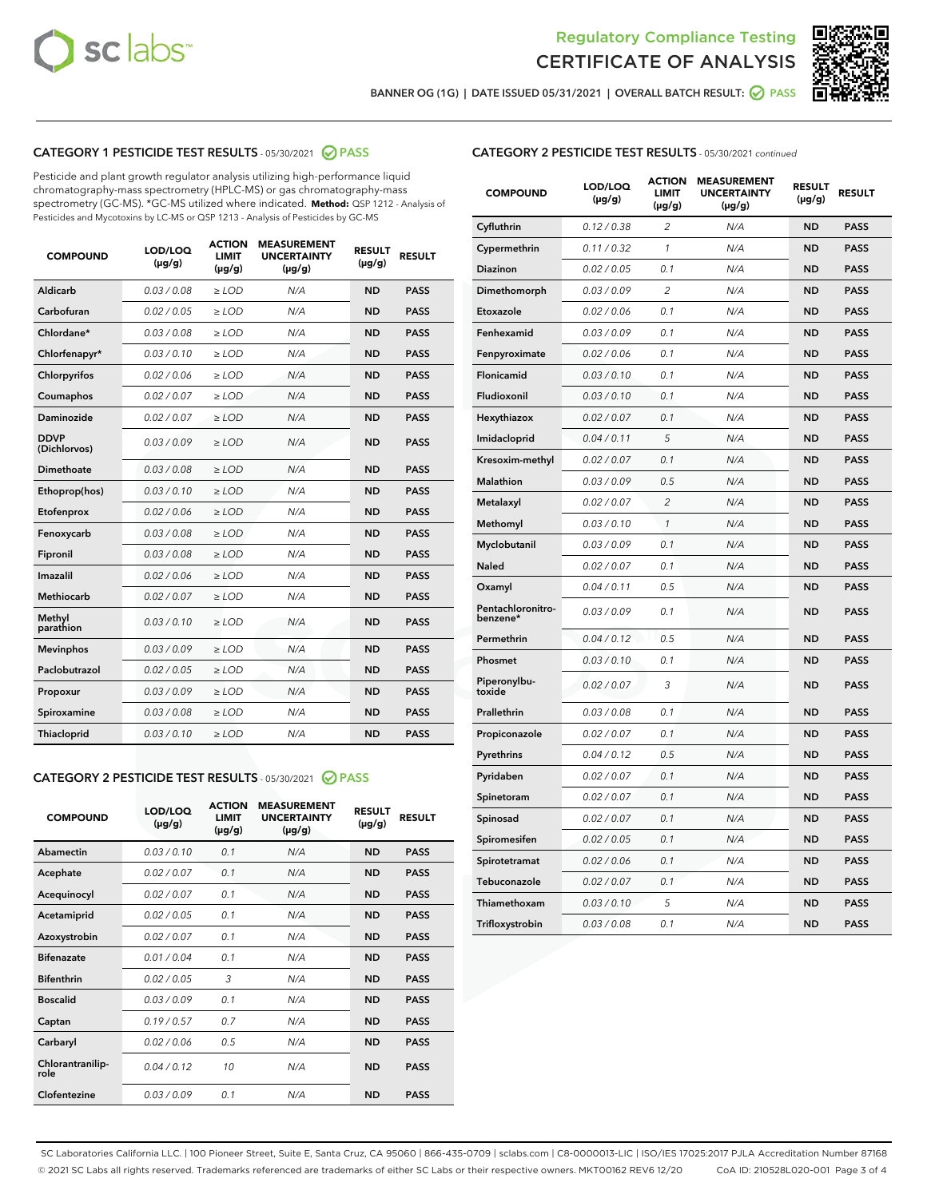Regulatory Compliance Testing
CERTIFICATE OF ANALYSIS

BANNER OG (1G) | DATE ISSUED 05/31/2021 | OVERALL BATCH RESULT: PASS

## CATEGORY 1 PESTICIDE TEST RESULTS - 05/30/2021 PASS

Pesticide and plant growth regulator analysis utilizing high-performance liquid chromatography-mass spectrometry (HPLC-MS) or gas chromatography-mass spectrometry (GC-MS). *GC-MS utilized where indicated. **Method:** QSP 1212 - Analysis of Pesticides and Mycotoxins by LC-MS or QSP 1213 - Analysis of Pesticides by GC-MS

| COMPOUND | LOD/LOQ (μg/g) | ACTION LIMIT (μg/g) | MEASUREMENT UNCERTAINTY (μg/g) | RESULT (μg/g) | RESULT |
|---|---|---|---|---|---|
| Aldicarb | 0.03 / 0.08 | ≥ LOD | N/A | ND | PASS |
| Carbofuran | 0.02 / 0.05 | ≥ LOD | N/A | ND | PASS |
| Chlordane* | 0.03 / 0.08 | ≥ LOD | N/A | ND | PASS |
| Chlorfenapyr* | 0.03 / 0.10 | ≥ LOD | N/A | ND | PASS |
| Chlorpyrifos | 0.02 / 0.06 | ≥ LOD | N/A | ND | PASS |
| Coumaphos | 0.02 / 0.07 | ≥ LOD | N/A | ND | PASS |
| Daminozide | 0.02 / 0.07 | ≥ LOD | N/A | ND | PASS |
| DDVP (Dichlorvos) | 0.03 / 0.09 | ≥ LOD | N/A | ND | PASS |
| Dimethoate | 0.03 / 0.08 | ≥ LOD | N/A | ND | PASS |
| Ethoprop(hos) | 0.03 / 0.10 | ≥ LOD | N/A | ND | PASS |
| Etofenprox | 0.02 / 0.06 | ≥ LOD | N/A | ND | PASS |
| Fenoxycarb | 0.03 / 0.08 | ≥ LOD | N/A | ND | PASS |
| Fipronil | 0.03 / 0.08 | ≥ LOD | N/A | ND | PASS |
| Imazalil | 0.02 / 0.06 | ≥ LOD | N/A | ND | PASS |
| Methiocarb | 0.02 / 0.07 | ≥ LOD | N/A | ND | PASS |
| Methyl parathion | 0.03 / 0.10 | ≥ LOD | N/A | ND | PASS |
| Mevinphos | 0.03 / 0.09 | ≥ LOD | N/A | ND | PASS |
| Paclobutrazol | 0.02 / 0.05 | ≥ LOD | N/A | ND | PASS |
| Propoxur | 0.03 / 0.09 | ≥ LOD | N/A | ND | PASS |
| Spiroxamine | 0.03 / 0.08 | ≥ LOD | N/A | ND | PASS |
| Thiacloprid | 0.03 / 0.10 | ≥ LOD | N/A | ND | PASS |

## CATEGORY 2 PESTICIDE TEST RESULTS - 05/30/2021 PASS

| COMPOUND | LOD/LOQ (μg/g) | ACTION LIMIT (μg/g) | MEASUREMENT UNCERTAINTY (μg/g) | RESULT (μg/g) | RESULT |
|---|---|---|---|---|---|
| Abamectin | 0.03 / 0.10 | 0.1 | N/A | ND | PASS |
| Acephate | 0.02 / 0.07 | 0.1 | N/A | ND | PASS |
| Acequinocyl | 0.02 / 0.07 | 0.1 | N/A | ND | PASS |
| Acetamiprid | 0.02 / 0.05 | 0.1 | N/A | ND | PASS |
| Azoxystrobin | 0.02 / 0.07 | 0.1 | N/A | ND | PASS |
| Bifenazate | 0.01 / 0.04 | 0.1 | N/A | ND | PASS |
| Bifenthrin | 0.02 / 0.05 | 3 | N/A | ND | PASS |
| Boscalid | 0.03 / 0.09 | 0.1 | N/A | ND | PASS |
| Captan | 0.19 / 0.57 | 0.7 | N/A | ND | PASS |
| Carbaryl | 0.02 / 0.06 | 0.5 | N/A | ND | PASS |
| Chlorantraniliprole | 0.04 / 0.12 | 10 | N/A | ND | PASS |
| Clofentezine | 0.03 / 0.09 | 0.1 | N/A | ND | PASS |
| Cyfluthrin | 0.12 / 0.38 | 2 | N/A | ND | PASS |
| Cypermethrin | 0.11 / 0.32 | 1 | N/A | ND | PASS |
| Diazinon | 0.02 / 0.05 | 0.1 | N/A | ND | PASS |
| Dimethomorph | 0.03 / 0.09 | 2 | N/A | ND | PASS |
| Etoxazole | 0.02 / 0.06 | 0.1 | N/A | ND | PASS |
| Fenhexamid | 0.03 / 0.09 | 0.1 | N/A | ND | PASS |
| Fenpyroximate | 0.02 / 0.06 | 0.1 | N/A | ND | PASS |
| Flonicamid | 0.03 / 0.10 | 0.1 | N/A | ND | PASS |
| Fludioxonil | 0.03 / 0.10 | 0.1 | N/A | ND | PASS |
| Hexythiazox | 0.02 / 0.07 | 0.1 | N/A | ND | PASS |
| Imidacloprid | 0.04 / 0.11 | 5 | N/A | ND | PASS |
| Kresoxim-methyl | 0.02 / 0.07 | 0.1 | N/A | ND | PASS |
| Malathion | 0.03 / 0.09 | 0.5 | N/A | ND | PASS |
| Metalaxyl | 0.02 / 0.07 | 2 | N/A | ND | PASS |
| Methomyl | 0.03 / 0.10 | 1 | N/A | ND | PASS |
| Myclobutanil | 0.03 / 0.09 | 0.1 | N/A | ND | PASS |
| Naled | 0.02 / 0.07 | 0.1 | N/A | ND | PASS |
| Oxamyl | 0.04 / 0.11 | 0.5 | N/A | ND | PASS |
| Pentachloronitrobenzene* | 0.03 / 0.09 | 0.1 | N/A | ND | PASS |
| Permethrin | 0.04 / 0.12 | 0.5 | N/A | ND | PASS |
| Phosmet | 0.03 / 0.10 | 0.1 | N/A | ND | PASS |
| Piperonylbutoxide | 0.02 / 0.07 | 3 | N/A | ND | PASS |
| Prallethrin | 0.03 / 0.08 | 0.1 | N/A | ND | PASS |
| Propiconazole | 0.02 / 0.07 | 0.1 | N/A | ND | PASS |
| Pyrethrins | 0.04 / 0.12 | 0.5 | N/A | ND | PASS |
| Pyridaben | 0.02 / 0.07 | 0.1 | N/A | ND | PASS |
| Spinetoram | 0.02 / 0.07 | 0.1 | N/A | ND | PASS |
| Spinosad | 0.02 / 0.07 | 0.1 | N/A | ND | PASS |
| Spiromesifen | 0.02 / 0.05 | 0.1 | N/A | ND | PASS |
| Spirotetramat | 0.02 / 0.06 | 0.1 | N/A | ND | PASS |
| Tebuconazole | 0.02 / 0.07 | 0.1 | N/A | ND | PASS |
| Thiamethoxam | 0.03 / 0.10 | 5 | N/A | ND | PASS |
| Trifloxystrobin | 0.03 / 0.08 | 0.1 | N/A | ND | PASS |

SC Laboratories California LLC. | 100 Pioneer Street, Suite E, Santa Cruz, CA 95060 | 866-435-0709 | sclabs.com | C8-0000013-LIC | ISO/IES 17025:2017 PJLA Accreditation Number 87168
© 2021 SC Labs all rights reserved. Trademarks referenced are trademarks of either SC Labs or their respective owners. MKT00162 REV6 12/20 CoA ID: 210528L020-001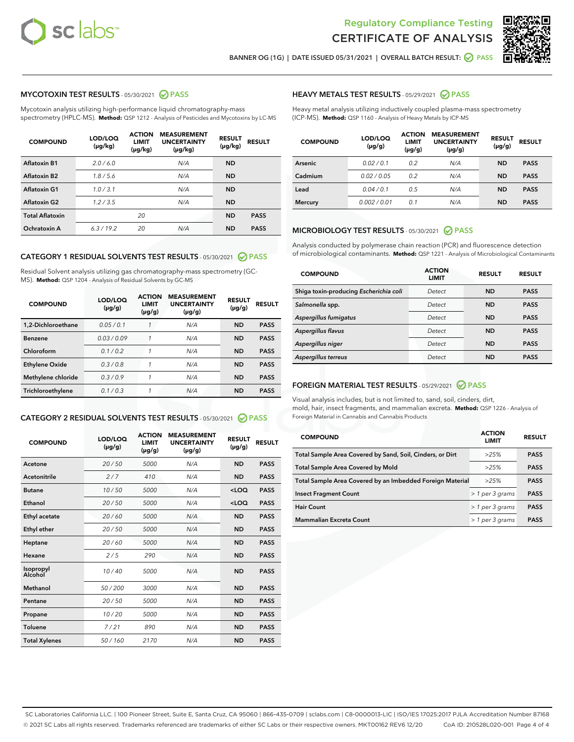Regulatory Compliance Testing

# CERTIFICATE OF ANALYSIS

BANNER OG (1G) | DATE ISSUED 05/31/2021 | OVERALL BATCH RESULT: PASS

## MYCOTOXIN TEST RESULTS - 05/30/2021 PASS

Mycotoxin analysis utilizing high-performance liquid chromatography-mass spectrometry (HPLC-MS). **Method:** QSP 1212 - Analysis of Pesticides and Mycotoxins by LC-MS

| COMPOUND | LOD/LOQ (µg/kg) | ACTION LIMIT (µg/kg) | MEASUREMENT UNCERTAINTY (µg/kg) | RESULT (µg/kg) | RESULT |
|---|---|---|---|---|---|
| Aflatoxin B1 | 2.0 / 6.0 | | N/A | ND | |
| Aflatoxin B2 | 1.8 / 5.6 | | N/A | ND | |
| Aflatoxin G1 | 1.0 / 3.1 | | N/A | ND | |
| Aflatoxin G2 | 1.2 / 3.5 | | N/A | ND | |
| Total Aflatoxin | | 20 | | ND | PASS |
| Ochratoxin A | 6.3 / 19.2 | 20 | N/A | ND | PASS |

## CATEGORY 1 RESIDUAL SOLVENTS TEST RESULTS - 05/30/2021 PASS

Residual Solvent analysis utilizing gas chromatography-mass spectrometry (GC-MS). **Method:** QSP 1204 - Analysis of Residual Solvents by GC-MS

| COMPOUND | LOD/LOQ (µg/g) | ACTION LIMIT (µg/g) | MEASUREMENT UNCERTAINTY (µg/g) | RESULT (µg/g) | RESULT |
|---|---|---|---|---|---|
| 1,2-Dichloroethane | 0.05 / 0.1 | 1 | N/A | ND | PASS |
| Benzene | 0.03 / 0.09 | 1 | N/A | ND | PASS |
| Chloroform | 0.1 / 0.2 | 1 | N/A | ND | PASS |
| Ethylene Oxide | 0.3 / 0.8 | 1 | N/A | ND | PASS |
| Methylene chloride | 0.3 / 0.9 | 1 | N/A | ND | PASS |
| Trichloroethylene | 0.1 / 0.3 | 1 | N/A | ND | PASS |

## CATEGORY 2 RESIDUAL SOLVENTS TEST RESULTS - 05/30/2021 PASS

| COMPOUND | LOD/LOQ (µg/g) | ACTION LIMIT (µg/g) | MEASUREMENT UNCERTAINTY (µg/g) | RESULT (µg/g) | RESULT |
|---|---|---|---|---|---|
| Acetone | 20 / 50 | 5000 | N/A | ND | PASS |
| Acetonitrile | 2 / 7 | 410 | N/A | ND | PASS |
| Butane | 10 / 50 | 5000 | N/A | <LOQ | PASS |
| Ethanol | 20 / 50 | 5000 | N/A | <LOQ | PASS |
| Ethyl acetate | 20 / 60 | 5000 | N/A | ND | PASS |
| Ethyl ether | 20 / 50 | 5000 | N/A | ND | PASS |
| Heptane | 20 / 60 | 5000 | N/A | ND | PASS |
| Hexane | 2 / 5 | 290 | N/A | ND | PASS |
| Isopropyl Alcohol | 10 / 40 | 5000 | N/A | ND | PASS |
| Methanol | 50 / 200 | 3000 | N/A | ND | PASS |
| Pentane | 20 / 50 | 5000 | N/A | ND | PASS |
| Propane | 10 / 20 | 5000 | N/A | ND | PASS |
| Toluene | 7 / 21 | 890 | N/A | ND | PASS |
| Total Xylenes | 50 / 160 | 2170 | N/A | ND | PASS |

## HEAVY METALS TEST RESULTS - 05/29/2021 PASS

Heavy metal analysis utilizing inductively coupled plasma-mass spectrometry (ICP-MS). **Method:** QSP 1160 - Analysis of Heavy Metals by ICP-MS

| COMPOUND | LOD/LOQ (µg/g) | ACTION LIMIT (µg/g) | MEASUREMENT UNCERTAINTY (µg/g) | RESULT (µg/g) | RESULT |
|---|---|---|---|---|---|
| Arsenic | 0.02 / 0.1 | 0.2 | N/A | ND | PASS |
| Cadmium | 0.02 / 0.05 | 0.2 | N/A | ND | PASS |
| Lead | 0.04 / 0.1 | 0.5 | N/A | ND | PASS |
| Mercury | 0.002 / 0.01 | 0.1 | N/A | ND | PASS |

## MICROBIOLOGY TEST RESULTS - 05/30/2021 PASS

Analysis conducted by polymerase chain reaction (PCR) and fluorescence detection of microbiological contaminants. **Method:** QSP 1221 - Analysis of Microbiological Contaminants

| COMPOUND | ACTION LIMIT | RESULT | RESULT |
|---|---|---|---|
| Shiga toxin-producing *Escherichia coli* | Detect | ND | PASS |
| *Salmonella* spp. | Detect | ND | PASS |
| *Aspergillus fumigatus* | Detect | ND | PASS |
| *Aspergillus flavus* | Detect | ND | PASS |
| *Aspergillus niger* | Detect | ND | PASS |
| *Aspergillus terreus* | Detect | ND | PASS |

## FOREIGN MATERIAL TEST RESULTS - 05/29/2021 PASS

Visual analysis includes, but is not limited to, sand, soil, cinders, dirt, mold, hair, insect fragments, and mammalian excreta. **Method:** QSP 1226 - Analysis of Foreign Material in Cannabis and Cannabis Products

| COMPOUND | ACTION LIMIT | RESULT |
|---|---|---|
| Total Sample Area Covered by Sand, Soil, Cinders, or Dirt | >25% | PASS |
| Total Sample Area Covered by Mold | >25% | PASS |
| Total Sample Area Covered by an Imbedded Foreign Material | >25% | PASS |
| Insect Fragment Count | > 1 per 3 grams | PASS |
| Hair Count | > 1 per 3 grams | PASS |
| Mammalian Excreta Count | > 1 per 3 grams | PASS |

SC Laboratories California LLC. | 100 Pioneer Street, Suite E, Santa Cruz, CA 95060 | 866-435-0709 | sclabs.com | C8-0000013-LIC | ISO/IES 17025:2017 PJLA Accreditation Number 87168
© 2021 SC Labs all rights reserved. Trademarks referenced are trademarks of either SC Labs or their respective owners. MKT00162 REV6 12/20 CoA ID: 210528L020-001